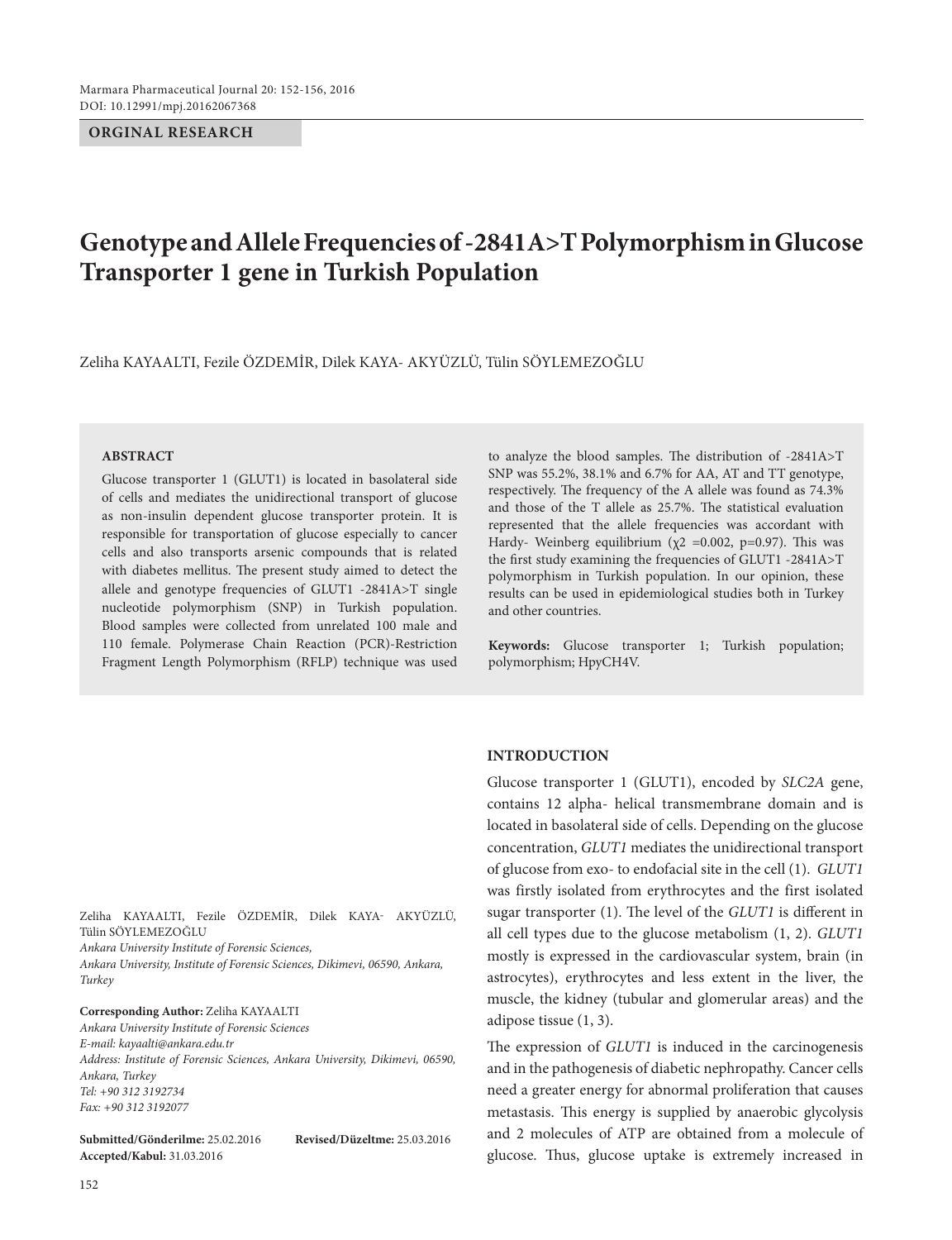**ORGINAL RESEARCH**

# Genotype and Allele Frequencies of -2841A>T Polymorphism in Glucose Transporter 1 gene in Turkish Population

Zeliha KAYAALTI, Fezile ÖZDEMİR, Dilek KAYA- AKYÜZLÜ, Tülin SÖYLEMEZOĞLU

## ABSTRACT

Glucose transporter 1 (GLUT1) is located in basolateral side of cells and mediates the unidirectional transport of glucose as non-insulin dependent glucose transporter protein. It is responsible for transportation of glucose especially to cancer cells and also transports arsenic compounds that is related with diabetes mellitus. The present study aimed to detect the allele and genotype frequencies of GLUT1 -2841A>T single nucleotide polymorphism (SNP) in Turkish population. Blood samples were collected from unrelated 100 male and 110 female. Polymerase Chain Reaction (PCR)-Restriction Fragment Length Polymorphism (RFLP) technique was used to analyze the blood samples. The distribution of -2841A>T SNP was 55.2%, 38.1% and 6.7% for AA, AT and TT genotype, respectively. The frequency of the A allele was found as 74.3% and those of the T allele as 25.7%. The statistical evaluation represented that the allele frequencies was accordant with Hardy- Weinberg equilibrium ($\chi 2$ =0.002, p=0.97). This was the first study examining the frequencies of GLUT1 -2841A>T polymorphism in Turkish population. In our opinion, these results can be used in epidemiological studies both in Turkey and other countries.

**Keywords:** Glucose transporter 1; Turkish population; polymorphism; HpyCH4V.

Zeliha KAYAALTI, Fezile ÖZDEMİR, Dilek KAYA- AKYÜZLÜ, Tülin SÖYLEMEZOĞLU
*Ankara University Institute of Forensic Sciences,*
*Ankara University, Institute of Forensic Sciences, Dikimevi, 06590, Ankara, Turkey*

**Corresponding Author:** Zeliha KAYAALTI
*Ankara University Institute of Forensic Sciences*
*E-mail: kayaalti@ankara.edu.tr*
*Address: Institute of Forensic Sciences, Ankara University, Dikimevi, 06590, Ankara, Turkey*
*Tel: +90 312 3192734*
*Fax: +90 312 3192077*

**Submitted/Gönderilme:** 25.02.2016 **Revised/Düzeltme:** 25.03.2016
**Accepted/Kabul:** 31.03.2016

## INTRODUCTION

Glucose transporter 1 (GLUT1), encoded by *SLC2A* gene, contains 12 alpha- helical transmembrane domain and is located in basolateral side of cells. Depending on the glucose concentration, *GLUT1* mediates the unidirectional transport of glucose from exo- to endofacial site in the cell (1). *GLUT1* was firstly isolated from erythrocytes and the first isolated sugar transporter (1). The level of the *GLUT1* is different in all cell types due to the glucose metabolism (1, 2). *GLUT1* mostly is expressed in the cardiovascular system, brain (in astrocytes), erythrocytes and less extent in the liver, the muscle, the kidney (tubular and glomerular areas) and the adipose tissue (1, 3).

The expression of *GLUT1* is induced in the carcinogenesis and in the pathogenesis of diabetic nephropathy. Cancer cells need a greater energy for abnormal proliferation that causes metastasis. This energy is supplied by anaerobic glycolysis and 2 molecules of ATP are obtained from a molecule of glucose. Thus, glucose uptake is extremely increased in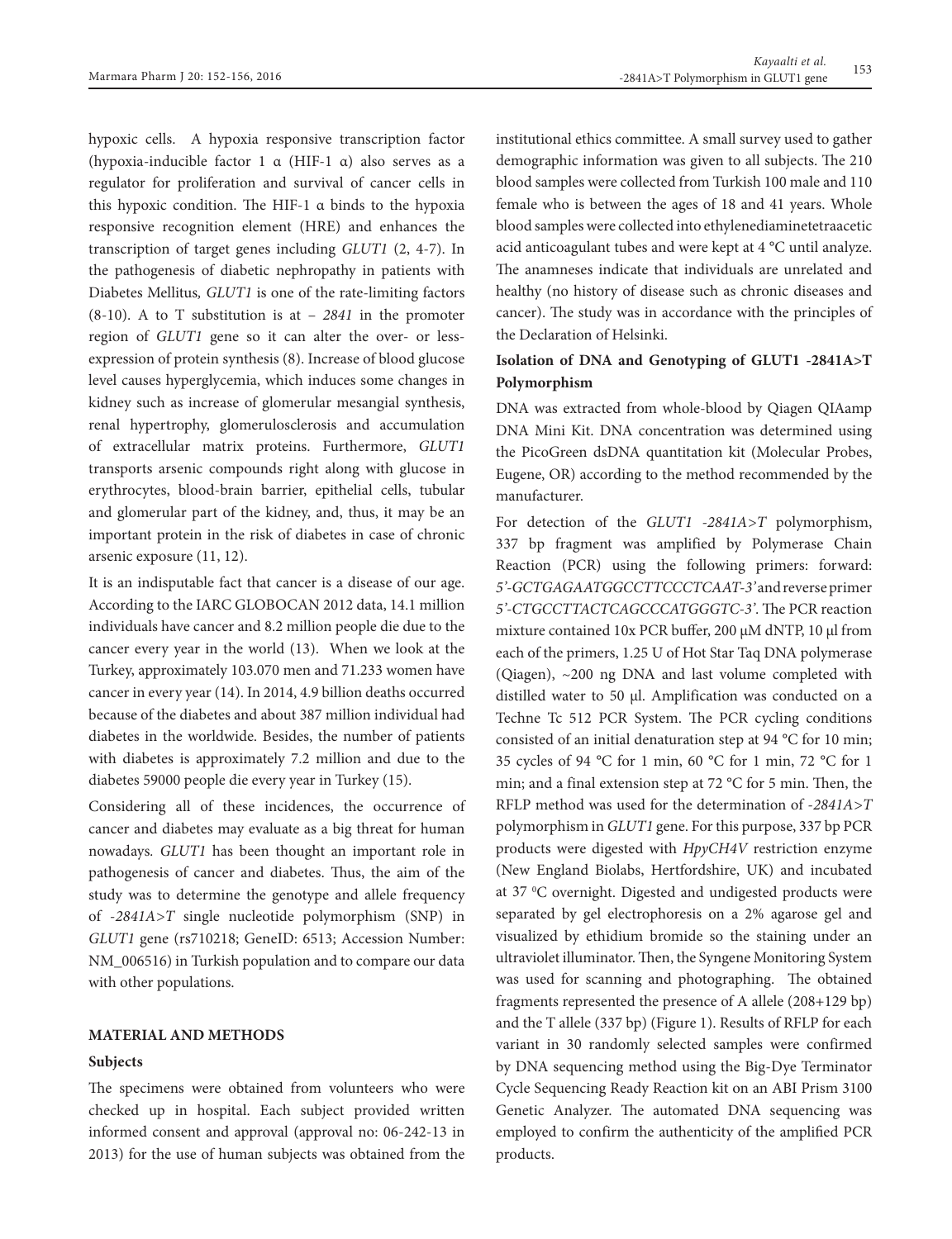hypoxic cells. A hypoxia responsive transcription factor (hypoxia-inducible factor 1 α (HIF-1 α) also serves as a regulator for proliferation and survival of cancer cells in this hypoxic condition. The HIF-1 α binds to the hypoxia responsive recognition element (HRE) and enhances the transcription of target genes including *GLUT1* (2, 4-7). In the pathogenesis of diabetic nephropathy in patients with Diabetes Mellitus*, GLUT1* is one of the rate-limiting factors (8-10). A to T substitution is at *– 2841* in the promoter region of *GLUT1* gene so it can alter the over- or less-expression of protein synthesis (8). Increase of blood glucose level causes hyperglycemia, which induces some changes in kidney such as increase of glomerular mesangial synthesis, renal hypertrophy, glomerulosclerosis and accumulation of extracellular matrix proteins. Furthermore, *GLUT1* transports arsenic compounds right along with glucose in erythrocytes, blood-brain barrier, epithelial cells, tubular and glomerular part of the kidney, and, thus, it may be an important protein in the risk of diabetes in case of chronic arsenic exposure (11, 12).

It is an indisputable fact that cancer is a disease of our age. According to the IARC GLOBOCAN 2012 data, 14.1 million individuals have cancer and 8.2 million people die due to the cancer every year in the world (13). When we look at the Turkey, approximately 103.070 men and 71.233 women have cancer in every year (14). In 2014, 4.9 billion deaths occurred because of the diabetes and about 387 million individual had diabetes in the worldwide. Besides, the number of patients with diabetes is approximately 7.2 million and due to the diabetes 59000 people die every year in Turkey (15).

Considering all of these incidences, the occurrence of cancer and diabetes may evaluate as a big threat for human nowadays. *GLUT1* has been thought an important role in pathogenesis of cancer and diabetes. Thus, the aim of the study was to determine the genotype and allele frequency of *-2841A>T* single nucleotide polymorphism (SNP) in *GLUT1* gene (rs710218; GeneID: 6513; Accession Number: NM_006516) in Turkish population and to compare our data with other populations.

## MATERIAL AND METHODS

### Subjects

The specimens were obtained from volunteers who were checked up in hospital. Each subject provided written informed consent and approval (approval no: 06-242-13 in 2013) for the use of human subjects was obtained from the institutional ethics committee. A small survey used to gather demographic information was given to all subjects. The 210 blood samples were collected from Turkish 100 male and 110 female who is between the ages of 18 and 41 years. Whole blood samples were collected into ethylenediaminetetraacetic acid anticoagulant tubes and were kept at 4 °C until analyze. The anamneses indicate that individuals are unrelated and healthy (no history of disease such as chronic diseases and cancer). The study was in accordance with the principles of the Declaration of Helsinki.

### Isolation of DNA and Genotyping of GLUT1 -2841A>T Polymorphism

DNA was extracted from whole-blood by Qiagen QIAamp DNA Mini Kit. DNA concentration was determined using the PicoGreen dsDNA quantitation kit (Molecular Probes, Eugene, OR) according to the method recommended by the manufacturer.

For detection of the *GLUT1 -2841A>T* polymorphism, 337 bp fragment was amplified by Polymerase Chain Reaction (PCR) using the following primers: forward: *5'-GCTGAGAATGGCCTTCCCTCAAT-3'* and reverse primer *5'-CTGCCTTACTCAGCCCATGGGTC-3'*. The PCR reaction mixture contained 10x PCR buffer, 200 μM dNTP, 10 μl from each of the primers, 1.25 U of Hot Star Taq DNA polymerase (Qiagen), ~200 ng DNA and last volume completed with distilled water to 50 μl. Amplification was conducted on a Techne Tc 512 PCR System. The PCR cycling conditions consisted of an initial denaturation step at 94 °C for 10 min; 35 cycles of 94 °C for 1 min, 60 °C for 1 min, 72 °C for 1 min; and a final extension step at 72 °C for 5 min. Then, the RFLP method was used for the determination of *-2841A>T* polymorphism in *GLUT1* gene. For this purpose, 337 bp PCR products were digested with *HpyCH4V* restriction enzyme (New England Biolabs, Hertfordshire, UK) and incubated at 37 $^{0}$C overnight. Digested and undigested products were separated by gel electrophoresis on a 2% agarose gel and visualized by ethidium bromide so the staining under an ultraviolet illuminator. Then, the Syngene Monitoring System was used for scanning and photographing. The obtained fragments represented the presence of A allele (208+129 bp) and the T allele (337 bp) (Figure 1). Results of RFLP for each variant in 30 randomly selected samples were confirmed by DNA sequencing method using the Big-Dye Terminator Cycle Sequencing Ready Reaction kit on an ABI Prism 3100 Genetic Analyzer. The automated DNA sequencing was employed to confirm the authenticity of the amplified PCR products.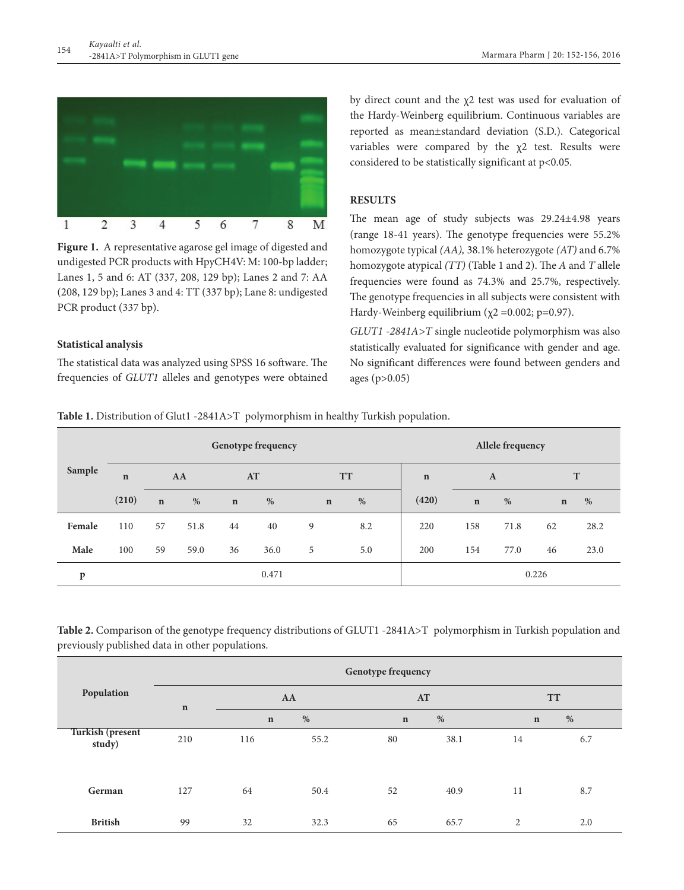**Figure 1.** A representative agarose gel image of digested and undigested PCR products with HpyCH4V: M: 100-bp ladder; Lanes 1, 5 and 6: AT (337, 208, 129 bp); Lanes 2 and 7: AA (208, 129 bp); Lanes 3 and 4: TT (337 bp); Lane 8: undigested PCR product (337 bp).

### Statistical analysis

The statistical data was analyzed using SPSS 16 software. The frequencies of *GLUT1* alleles and genotypes were obtained by direct count and the $\chi 2$ test was used for evaluation of the Hardy-Weinberg equilibrium. Continuous variables are reported as mean±standard deviation (S.D.). Categorical variables were compared by the $\chi 2$ test. Results were considered to be statistically significant at $p<0.05$.

## RESULTS

The mean age of study subjects was 29.24±4.98 years (range 18-41 years). The genotype frequencies were 55.2% homozygote typical *(AA),* 38.1% heterozygote *(AT)* and 6.7% homozygote atypical *(TT)* (Table 1 and 2). The *A* and *T* allele frequencies were found as 74.3% and 25.7%, respectively. The genotype frequencies in all subjects were consistent with Hardy-Weinberg equilibrium ($\chi 2$ =0.002; p=0.97).

*GLUT1 -2841A>T* single nucleotide polymorphism was also statistically evaluated for significance with gender and age. No significant differences were found between genders and ages (p>0.05)

**Table 1.** Distribution of Glut1 -2841A>T polymorphism in healthy Turkish population.

| Sample | Genotype frequency | | | | | | | Allele frequency | | | | |
|---|---|---|---|---|---|---|---|---|---|---|---|---|
| | n | AA | | AT | | TT | | n | A | | T | |
| | (210) | n | % | n | % | n | % | (420) | n | % | n | % |
| Female | 110 | 57 | 51.8 | 44 | 40 | 9 | 8.2 | 220 | 158 | 71.8 | 62 | 28.2 |
| Male | 100 | 59 | 59.0 | 36 | 36.0 | 5 | 5.0 | 200 | 154 | 77.0 | 46 | 23.0 |
| p | 0.471 | | | | | | | 0.226 | | | | |

**Table 2.** Comparison of the genotype frequency distributions of GLUT1 -2841A>T polymorphism in Turkish population and previously published data in other populations.

| Population | Genotype frequency | | | | | | |
|---|---|---|---|---|---|---|---|
| | n | AA | | AT | | TT | |
| | | n | % | n | % | n | % |
| Turkish (present study) | 210 | 116 | 55.2 | 80 | 38.1 | 14 | 6.7 |
| German | 127 | 64 | 50.4 | 52 | 40.9 | 11 | 8.7 |
| British | 99 | 32 | 32.3 | 65 | 65.7 | 2 | 2.0 |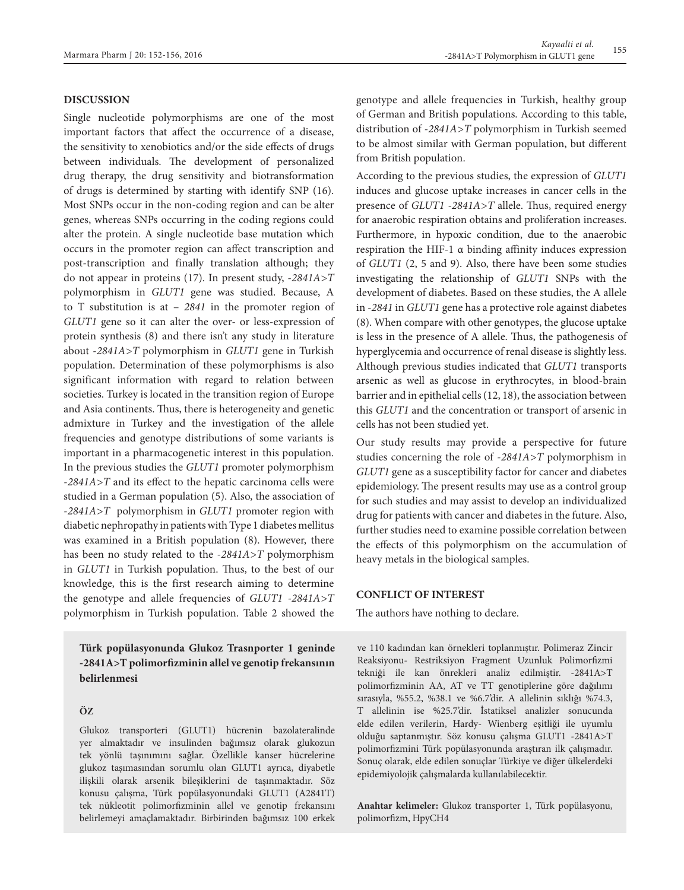## DISCUSSION

Single nucleotide polymorphisms are one of the most important factors that affect the occurrence of a disease, the sensitivity to xenobiotics and/or the side effects of drugs between individuals. The development of personalized drug therapy, the drug sensitivity and biotransformation of drugs is determined by starting with identify SNP (16). Most SNPs occur in the non-coding region and can be alter genes, whereas SNPs occurring in the coding regions could alter the protein. A single nucleotide base mutation which occurs in the promoter region can affect transcription and post-transcription and finally translation although; they do not appear in proteins (17). In present study, *-2841A>T* polymorphism in *GLUT1* gene was studied. Because, A to T substitution is at *– 2841* in the promoter region of *GLUT1* gene so it can alter the over- or less-expression of protein synthesis (8) and there isn't any study in literature about *-2841A>T* polymorphism in *GLUT1* gene in Turkish population. Determination of these polymorphisms is also significant information with regard to relation between societies. Turkey is located in the transition region of Europe and Asia continents. Thus, there is heterogeneity and genetic admixture in Turkey and the investigation of the allele frequencies and genotype distributions of some variants is important in a pharmacogenetic interest in this population. In the previous studies the *GLUT1* promoter polymorphism *-2841A>T* and its effect to the hepatic carcinoma cells were studied in a German population (5). Also, the association of *-2841A>T* polymorphism in *GLUT1* promoter region with diabetic nephropathy in patients with Type 1 diabetes mellitus was examined in a British population (8). However, there has been no study related to the *-2841A>T* polymorphism in *GLUT1* in Turkish population. Thus, to the best of our knowledge, this is the first research aiming to determine the genotype and allele frequencies of *GLUT1 -2841A>T* polymorphism in Turkish population. Table 2 showed the genotype and allele frequencies in Turkish, healthy group of German and British populations. According to this table, distribution of *-2841A>T* polymorphism in Turkish seemed to be almost similar with German population, but different from British population.

According to the previous studies, the expression of *GLUT1* induces and glucose uptake increases in cancer cells in the presence of *GLUT1 -2841A>T* allele. Thus, required energy for anaerobic respiration obtains and proliferation increases. Furthermore, in hypoxic condition, due to the anaerobic respiration the HIF-1 α binding affinity induces expression of *GLUT1* (2, 5 and 9). Also, there have been some studies investigating the relationship of *GLUT1* SNPs with the development of diabetes. Based on these studies, the A allele in *-2841* in *GLUT1* gene has a protective role against diabetes (8). When compare with other genotypes, the glucose uptake is less in the presence of A allele. Thus, the pathogenesis of hyperglycemia and occurrence of renal disease is slightly less. Although previous studies indicated that *GLUT1* transports arsenic as well as glucose in erythrocytes, in blood-brain barrier and in epithelial cells (12, 18), the association between this *GLUT1* and the concentration or transport of arsenic in cells has not been studied yet.

Our study results may provide a perspective for future studies concerning the role of *-2841A>T* polymorphism in *GLUT1* gene as a susceptibility factor for cancer and diabetes epidemiology. The present results may use as a control group for such studies and may assist to develop an individualized drug for patients with cancer and diabetes in the future. Also, further studies need to examine possible correlation between the effects of this polymorphism on the accumulation of heavy metals in the biological samples.

## CONFLICT OF INTEREST

The authors have nothing to declare.

**Türk popülasyonunda Glukoz Trasnporter 1 geninde -2841A>T polimorfizminin allel ve genotip frekansının belirlenmesi**

### ÖZ

Glukoz transporteri (GLUT1) hücrenin bazolateralinde yer almaktadır ve insulinden bağımsız olarak glukozun tek yönlü taşınımını sağlar. Özellikle kanser hücrelerine glukoz taşımasından sorumlu olan GLUT1 ayrıca, diyabetle ilişkili olarak arsenik bileşiklerini de taşınmaktadır. Söz konusu çalışma, Türk popülasyonundaki GLUT1 (A2841T) tek nükleotit polimorfizminin allel ve genotip frekansını belirlemeyi amaçlamaktadır. Birbirinden bağımsız 100 erkek ve 110 kadından kan örnekleri toplanmıştır. Polimeraz Zincir Reaksiyonu- Restriksiyon Fragment Uzunluk Polimorfizmi tekniği ile kan önrekleri analiz edilmiştir. -2841A>T polimorfizminin AA, AT ve TT genotiplerine göre dağılımı sırasıyla, %55.2, %38.1 ve %6.7'dir. A allelinin sıklığı %74.3, T allelinin ise %25.7'dir. İstatiksel analizler sonucunda elde edilen verilerin, Hardy- Wienberg eşitliği ile uyumlu olduğu saptanmıştır. Söz konusu çalışma GLUT1 -2841A>T polimorfizmini Türk popülasyonunda araştıran ilk çalışmadır. Sonuç olarak, elde edilen sonuçlar Türkiye ve diğer ülkelerdeki epidemiyolojik çalışmalarda kullanılabilecektir.

**Anahtar kelimeler:** Glukoz transporter 1, Türk popülasyonu, polimorfizm, HpyCH4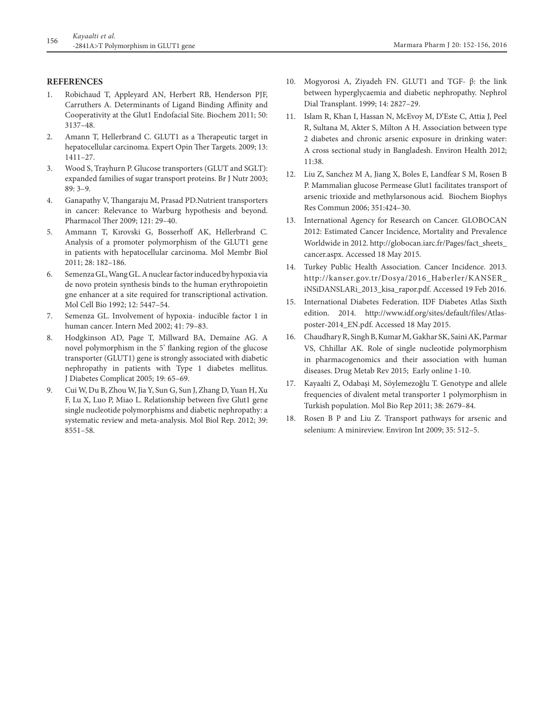## REFERENCES

1. Robichaud T, Appleyard AN, Herbert RB, Henderson PJF, Carruthers A. Determinants of Ligand Binding Affinity and Cooperativity at the Glut1 Endofacial Site. Biochem 2011; 50: 3137–48.
2. Amann T, Hellerbrand C. GLUT1 as a Therapeutic target in hepatocellular carcinoma. Expert Opin Ther Targets. 2009; 13: 1411–27.
3. Wood S, Trayhurn P. Glucose transporters (GLUT and SGLT): expanded families of sugar transport proteins. Br J Nutr 2003; 89: 3–9.
4. Ganapathy V, Thangaraju M, Prasad PD.Nutrient transporters in cancer: Relevance to Warburg hypothesis and beyond. Pharmacol Ther 2009; 121: 29–40.
5. Ammann T, Kırovski G, Bosserhoff AK, Hellerbrand C. Analysis of a promoter polymorphism of the GLUT1 gene in patients with hepatocellular carcinoma. Mol Membr Biol 2011; 28: 182–186.
6. Semenza GL, Wang GL. A nuclear factor induced by hypoxia via de novo protein synthesis binds to the human erythropoietin gne enhancer at a site required for transcriptional activation. Mol Cell Bio 1992; 12: 5447–54.
7. Semenza GL. Involvement of hypoxia- inducible factor 1 in human cancer. Intern Med 2002; 41: 79–83.
8. Hodgkinson AD, Page T, Millward BA, Demaine AG. A novel polymorphism in the 5' flanking region of the glucose transporter (GLUT1) gene is strongly associated with diabetic nephropathy in patients with Type 1 diabetes mellitus. J Diabetes Complicat 2005; 19: 65–69.
9. Cui W, Du B, Zhou W, Jia Y, Sun G, Sun J, Zhang D, Yuan H, Xu F, Lu X, Luo P, Miao L. Relationship between five Glut1 gene single nucleotide polymorphisms and diabetic nephropathy: a systematic review and meta-analysis. Mol Biol Rep. 2012; 39: 8551–58.
10. Mogyorosi A, Ziyadeh FN. GLUT1 and TGF- β: the link between hyperglycaemia and diabetic nephropathy. Nephrol Dial Transplant. 1999; 14: 2827–29.
11. Islam R, Khan I, Hassan N, McEvoy M, D'Este C, Attia J, Peel R, Sultana M, Akter S, Milton A H. Association between type 2 diabetes and chronic arsenic exposure in drinking water: A cross sectional study in Bangladesh. Environ Health 2012; 11:38.
12. Liu Z, Sanchez M A, Jiang X, Boles E, Landfear S M, Rosen B P. Mammalian glucose Permease Glut1 facilitates transport of arsenic trioxide and methylarsonous acid. Biochem Biophys Res Commun 2006; 351:424–30.
13. International Agency for Research on Cancer. GLOBOCAN 2012: Estimated Cancer Incidence, Mortality and Prevalence Worldwide in 2012. http://globocan.iarc.fr/Pages/fact_sheets_cancer.aspx. Accessed 18 May 2015.
14. Turkey Public Health Association. Cancer Incidence. 2013. http://kanser.gov.tr/Dosya/2016_Haberler/KANSER_iNSiDANSLARi_2013_kisa_rapor.pdf. Accessed 19 Feb 2016.
15. International Diabetes Federation. IDF Diabetes Atlas Sixth edition. 2014. http://www.idf.org/sites/default/files/Atlas-poster-2014_EN.pdf. Accessed 18 May 2015.
16. Chaudhary R, Singh B, Kumar M, Gakhar SK, Saini AK, Parmar VS, Chhillar AK. Role of single nucleotide polymorphism in pharmacogenomics and their association with human diseases. Drug Metab Rev 2015; Early online 1-10.
17. Kayaalti Z, Odabaşi M, Söylemezoğlu T. Genotype and allele frequencies of divalent metal transporter 1 polymorphism in Turkish population. Mol Bio Rep 2011; 38: 2679–84.
18. Rosen B P and Liu Z. Transport pathways for arsenic and selenium: A minireview. Environ Int 2009; 35: 512–5.